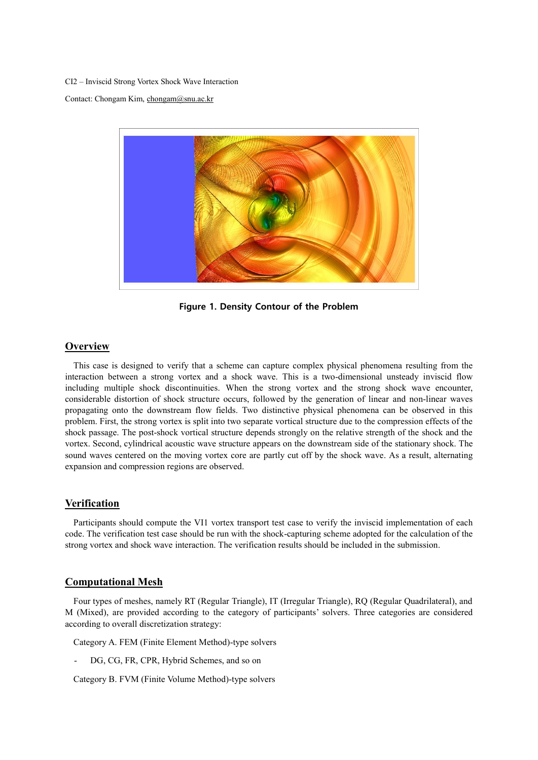CI2 – Inviscid Strong Vortex Shock Wave Interaction

Contact: Chongam Kim, chongam@snu.ac.kr

**Figure 1. Density Contour of the Problem**

## Overview

This case is designed to verify that a scheme can capture complex physical phenomena resulting from the interaction between a strong vortex and a shock wave. This is a two-dimensional unsteady inviscid flow including multiple shock discontinuities. When the strong vortex and the strong shock wave encounter, considerable distortion of shock structure occurs, followed by the generation of linear and non-linear waves propagating onto the downstream flow fields. Two distinctive physical phenomena can be observed in this problem. First, the strong vortex is split into two separate vortical structure due to the compression effects of the shock passage. The post-shock vortical structure depends strongly on the relative strength of the shock and the vortex. Second, cylindrical acoustic wave structure appears on the downstream side of the stationary shock. The sound waves centered on the moving vortex core are partly cut off by the shock wave. As a result, alternating expansion and compression regions are observed.

## Verification

Participants should compute the VI1 vortex transport test case to verify the inviscid implementation of each code. The verification test case should be run with the shock-capturing scheme adopted for the calculation of the strong vortex and shock wave interaction. The verification results should be included in the submission.

## Computational Mesh

Four types of meshes, namely RT (Regular Triangle), IT (Irregular Triangle), RQ (Regular Quadrilateral), and M (Mixed), are provided according to the category of participants' solvers. Three categories are considered according to overall discretization strategy:

Category A. FEM (Finite Element Method)-type solvers

- DG, CG, FR, CPR, Hybrid Schemes, and so on

Category B. FVM (Finite Volume Method)-type solvers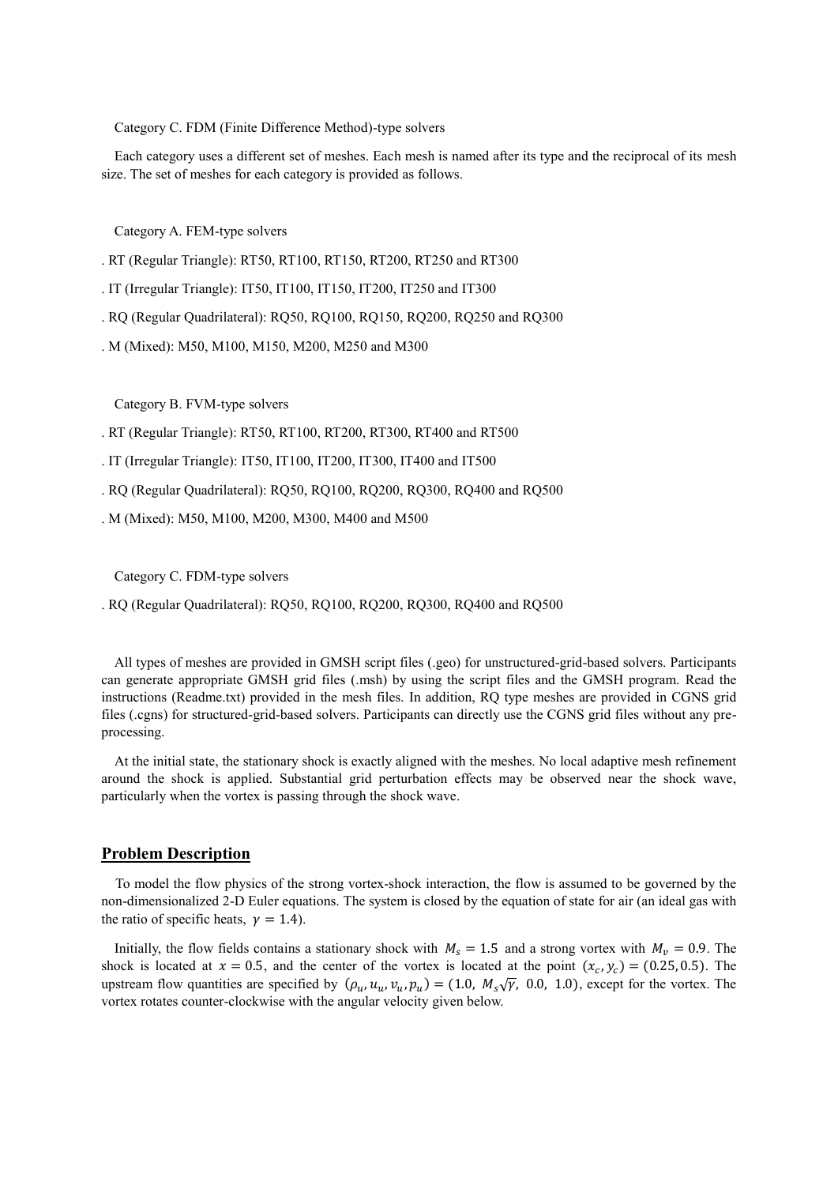Category C. FDM (Finite Difference Method)-type solvers

Each category uses a different set of meshes. Each mesh is named after its type and the reciprocal of its mesh size. The set of meshes for each category is provided as follows.

Category A. FEM-type solvers

. RT (Regular Triangle): RT50, RT100, RT150, RT200, RT250 and RT300

. IT (Irregular Triangle): IT50, IT100, IT150, IT200, IT250 and IT300

. RQ (Regular Quadrilateral): RQ50, RQ100, RQ150, RQ200, RQ250 and RQ300

. M (Mixed): M50, M100, M150, M200, M250 and M300

Category B. FVM-type solvers

. RT (Regular Triangle): RT50, RT100, RT200, RT300, RT400 and RT500

. IT (Irregular Triangle): IT50, IT100, IT200, IT300, IT400 and IT500

. RQ (Regular Quadrilateral): RQ50, RQ100, RQ200, RQ300, RQ400 and RQ500

. M (Mixed): M50, M100, M200, M300, M400 and M500

Category C. FDM-type solvers

. RQ (Regular Quadrilateral): RQ50, RQ100, RQ200, RQ300, RQ400 and RQ500

All types of meshes are provided in GMSH script files (.geo) for unstructured-grid-based solvers. Participants can generate appropriate GMSH grid files (.msh) by using the script files and the GMSH program. Read the instructions (Readme.txt) provided in the mesh files. In addition, RQ type meshes are provided in CGNS grid files (.cgns) for structured-grid-based solvers. Participants can directly use the CGNS grid files without any pre-processing.

At the initial state, the stationary shock is exactly aligned with the meshes. No local adaptive mesh refinement around the shock is applied. Substantial grid perturbation effects may be observed near the shock wave, particularly when the vortex is passing through the shock wave.

## Problem Description

To model the flow physics of the strong vortex-shock interaction, the flow is assumed to be governed by the non-dimensionalized 2-D Euler equations. The system is closed by the equation of state for air (an ideal gas with the ratio of specific heats, $\gamma = 1.4$).

Initially, the flow fields contains a stationary shock with $M_s = 1.5$ and a strong vortex with $M_v = 0.9$. The shock is located at $x = 0.5$, and the center of the vortex is located at the point $(x_c, y_c) = (0.25, 0.5)$. The upstream flow quantities are specified by $(\rho_u, u_u, v_u, p_u) = (1.0,\ M_s\sqrt{\gamma},\ 0.0,\ 1.0)$, except for the vortex. The vortex rotates counter-clockwise with the angular velocity given below.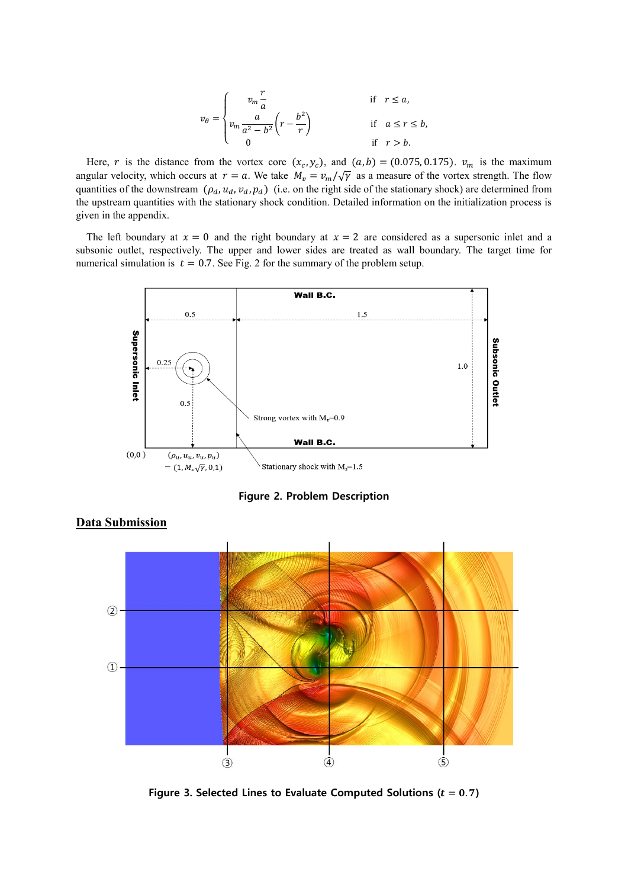$$
v_\theta = \begin{cases} v_m \dfrac{r}{a} & \text{if} \quad r \le a, \\ v_m \dfrac{a}{a^2 - b^2}\left(r - \dfrac{b^2}{r}\right) & \text{if} \quad a \le r \le b, \\ 0 & \text{if} \quad r > b. \end{cases}
$$

Here, $r$ is the distance from the vortex core $(x_c, y_c)$, and $(a, b) = (0.075, 0.175)$. $v_m$ is the maximum angular velocity, which occurs at $r = a$. We take $M_v = v_m/\sqrt{\gamma}$ as a measure of the vortex strength. The flow quantities of the downstream $(\rho_d, u_d, v_d, p_d)$ (i.e. on the right side of the stationary shock) are determined from the upstream quantities with the stationary shock condition. Detailed information on the initialization process is given in the appendix.

The left boundary at $x = 0$ and the right boundary at $x = 2$ are considered as a supersonic inlet and a subsonic outlet, respectively. The upper and lower sides are treated as wall boundary. The target time for numerical simulation is $t = 0.7$. See Fig. 2 for the summary of the problem setup.

**Figure 2. Problem Description**

## Data Submission

**Figure 3. Selected Lines to Evaluate Computed Solutions ($t = 0.7$)**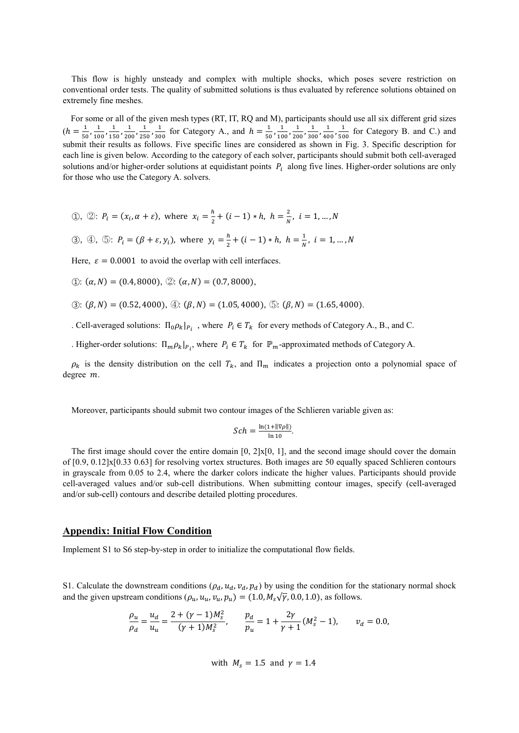This flow is highly unsteady and complex with multiple shocks, which poses severe restriction on conventional order tests. The quality of submitted solutions is thus evaluated by reference solutions obtained on extremely fine meshes.

For some or all of the given mesh types (RT, IT, RQ and M), participants should use all six different grid sizes ($h = \frac{1}{50}, \frac{1}{100}, \frac{1}{150}, \frac{1}{200}, \frac{1}{250}, \frac{1}{300}$ for Category A., and $h = \frac{1}{50}, \frac{1}{100}, \frac{1}{200}, \frac{1}{300}, \frac{1}{400}, \frac{1}{500}$ for Category B. and C.) and submit their results as follows. Five specific lines are considered as shown in Fig. 3. Specific description for each line is given below. According to the category of each solver, participants should submit both cell-averaged solutions and/or higher-order solutions at equidistant points $P_i$ along five lines. Higher-order solutions are only for those who use the Category A. solvers.

①, ②: $P_i = (x_i, \alpha + \varepsilon)$, where $x_i = \frac{h}{2} + (i-1) * h$, $h = \frac{2}{N}$, $i = 1, \dots, N$

③, ④, ⑤: $P_i = (\beta + \varepsilon, y_i)$, where $y_i = \frac{h}{2} + (i-1) * h$, $h = \frac{1}{N}$, $i = 1, \dots, N$

Here, $\varepsilon = 0.0001$ to avoid the overlap with cell interfaces.

①: $(\alpha, N) = (0.4, 8000)$, ②: $(\alpha, N) = (0.7, 8000)$,

③: $(\beta, N) = (0.52, 4000)$, ④: $(\beta, N) = (1.05, 4000)$, ⑤: $(\beta, N) = (1.65, 4000)$.

. Cell-averaged solutions: $\Pi_0 \rho_k|_{P_i}$ , where $P_i \in T_k$ for every methods of Category A., B., and C.

. Higher-order solutions: $\Pi_m \rho_k|_{P_i}$, where $P_i \in T_k$ for $\mathbb{P}_m$-approximated methods of Category A.

$\rho_k$ is the density distribution on the cell $T_k$, and $\Pi_m$ indicates a projection onto a polynomial space of degree $m$.

Moreover, participants should submit two contour images of the Schlieren variable given as:

$$Sch = \frac{\ln(1 + \|\nabla\rho\|)}{\ln 10}.$$

The first image should cover the entire domain [0, 2]x[0, 1], and the second image should cover the domain of [0.9, 0.12]x[0.33 0.63] for resolving vortex structures. Both images are 50 equally spaced Schlieren contours in grayscale from 0.05 to 2.4, where the darker colors indicate the higher values. Participants should provide cell-averaged values and/or sub-cell distributions. When submitting contour images, specify (cell-averaged and/or sub-cell) contours and describe detailed plotting procedures.

## Appendix: Initial Flow Condition

Implement S1 to S6 step-by-step in order to initialize the computational flow fields.

S1. Calculate the downstream conditions $(\rho_d, u_d, v_d, p_d)$ by using the condition for the stationary normal shock and the given upstream conditions $(\rho_u, u_u, v_u, p_u) = (1.0, M_s\sqrt{\gamma}, 0.0, 1.0)$, as follows.

$$\frac{\rho_u}{\rho_d} = \frac{u_d}{u_u} = \frac{2 + (\gamma - 1)M_s^2}{(\gamma + 1)M_s^2}, \qquad \frac{p_d}{p_u} = 1 + \frac{2\gamma}{\gamma + 1}(M_s^2 - 1), \qquad v_d = 0.0,$$

with $M_s = 1.5$ and $\gamma = 1.4$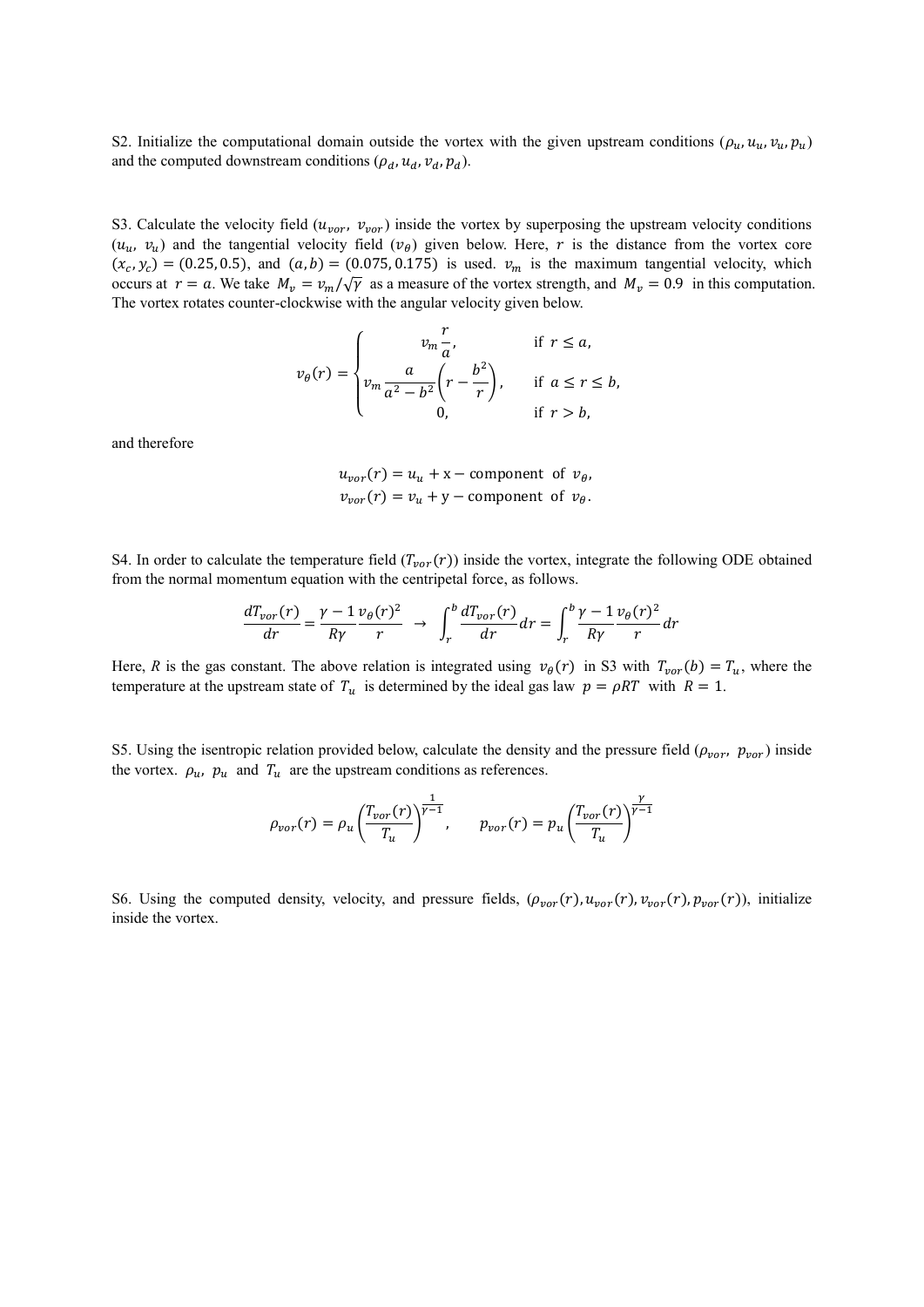S2. Initialize the computational domain outside the vortex with the given upstream conditions $(\rho_u, u_u, v_u, p_u)$ and the computed downstream conditions $(\rho_d, u_d, v_d, p_d)$.

S3. Calculate the velocity field $(u_{vor},\ v_{vor})$ inside the vortex by superposing the upstream velocity conditions $(u_u,\ v_u)$ and the tangential velocity field $(v_\theta)$ given below. Here, $r$ is the distance from the vortex core $(x_c, y_c) = (0.25, 0.5)$, and $(a, b) = (0.075, 0.175)$ is used. $v_m$ is the maximum tangential velocity, which occurs at $r = a$. We take $M_v = v_m/\sqrt{\gamma}$ as a measure of the vortex strength, and $M_v = 0.9$ in this computation. The vortex rotates counter-clockwise with the angular velocity given below.

$$
v_\theta(r) = \begin{cases} v_m \dfrac{r}{a}, & \text{if } r \le a, \\ v_m \dfrac{a}{a^2 - b^2}\left(r - \dfrac{b^2}{r}\right), & \text{if } a \le r \le b, \\ 0, & \text{if } r > b, \end{cases}
$$

and therefore

$$
u_{vor}(r) = u_u + \text{x} - \text{component of } v_\theta,
$$
$$
v_{vor}(r) = v_u + \text{y} - \text{component of } v_\theta.
$$

S4. In order to calculate the temperature field $(T_{vor}(r))$ inside the vortex, integrate the following ODE obtained from the normal momentum equation with the centripetal force, as follows.

$$
\frac{dT_{vor}(r)}{dr} = \frac{\gamma - 1}{R\gamma} \frac{v_\theta(r)^2}{r} \rightarrow \int_r^b \frac{dT_{vor}(r)}{dr} dr = \int_r^b \frac{\gamma - 1}{R\gamma} \frac{v_\theta(r)^2}{r} dr
$$

Here, $R$ is the gas constant. The above relation is integrated using $v_\theta(r)$ in S3 with $T_{vor}(b) = T_u$, where the temperature at the upstream state of $T_u$ is determined by the ideal gas law $p = \rho R T$ with $R = 1$.

S5. Using the isentropic relation provided below, calculate the density and the pressure field $(\rho_{vor},\ p_{vor})$ inside the vortex. $\rho_u$, $p_u$ and $T_u$ are the upstream conditions as references.

$$
\rho_{vor}(r) = \rho_u \left(\frac{T_{vor}(r)}{T_u}\right)^{\frac{1}{\gamma - 1}}, \qquad p_{vor}(r) = p_u \left(\frac{T_{vor}(r)}{T_u}\right)^{\frac{\gamma}{\gamma - 1}}
$$

S6. Using the computed density, velocity, and pressure fields, $(\rho_{vor}(r), u_{vor}(r), v_{vor}(r), p_{vor}(r))$, initialize inside the vortex.